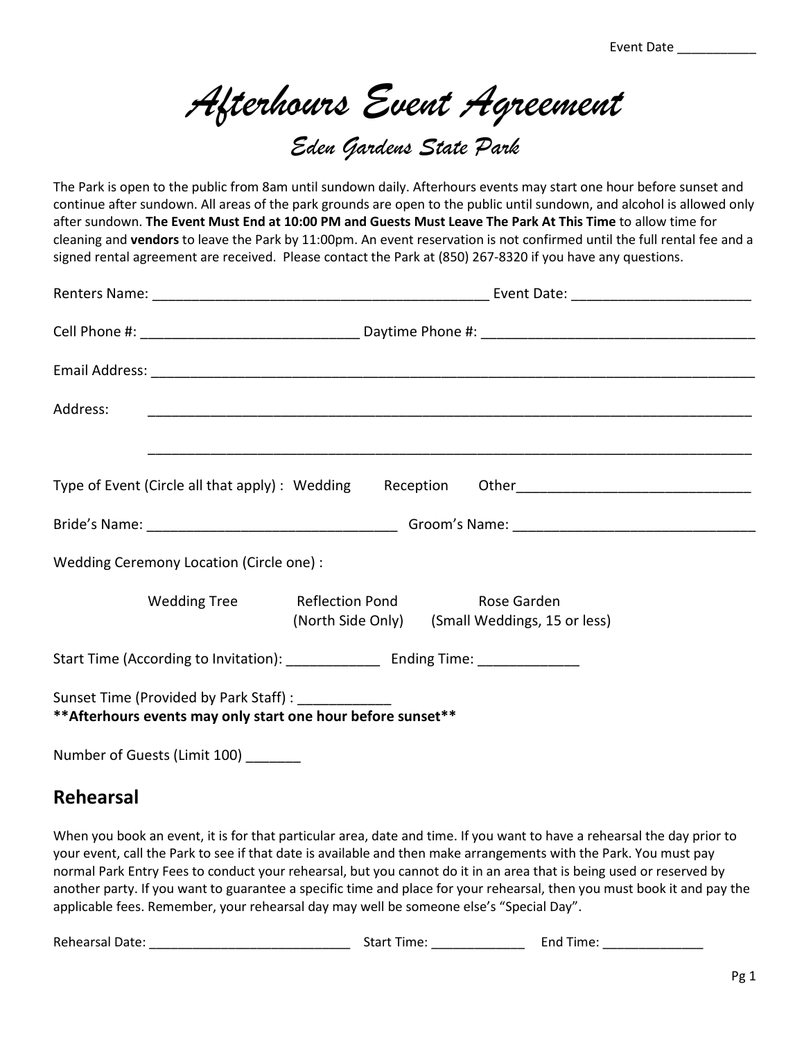Event Date ___________

# *Afterhours Event Agreement*

## *Eden Gardens State Park*

The Park is open to the public from 8am until sundown daily. Afterhours events may start one hour before sunset and continue after sundown. All areas of the park grounds are open to the public until sundown, and alcohol is allowed only after sundown. **The Event Must End at 10:00 PM and Guests Must Leave The Park At This Time** to allow time for cleaning and **vendors** to leave the Park by 11:00pm. An event reservation is not confirmed until the full rental fee and a signed rental agreement are received. Please contact the Park at (850) 267-8320 if you have any questions.

Renters Name: ____________________________________________ Event Date: _______________________

Cell Phone #: ____________________________ Daytime Phone #: ___________________________________

Email Address: ________________________________________________________________________________

Address: ____________________________________________________________________________

____________________________________________________________________________

Type of Event (Circle all that apply) : Wedding Reception Other______________________________

Bride's Name: ________________________________ Groom's Name: _______________________________

Wedding Ceremony Location (Circle one) :

Wedding Tree Reflection Pond (North Side Only) Rose Garden (Small Weddings, 15 or less)

Start Time (According to Invitation): ____________ Ending Time: _____________

Sunset Time (Provided by Park Staff) : ____________

****Afterhours events may only start one hour before sunset****

Number of Guests (Limit 100) _______

## Rehearsal

When you book an event, it is for that particular area, date and time. If you want to have a rehearsal the day prior to your event, call the Park to see if that date is available and then make arrangements with the Park. You must pay normal Park Entry Fees to conduct your rehearsal, but you cannot do it in an area that is being used or reserved by another party. If you want to guarantee a specific time and place for your rehearsal, then you must book it and pay the applicable fees. Remember, your rehearsal day may well be someone else's "Special Day".

Rehearsal Date: ___________________________ Start Time: _____________ End Time: ______________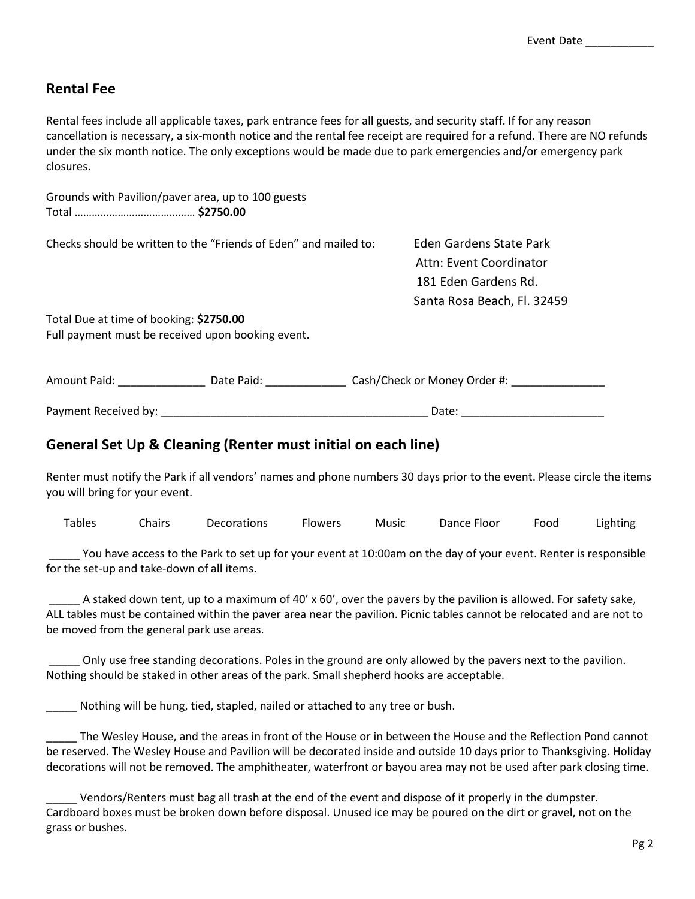Event Date ___________

## Rental Fee

Rental fees include all applicable taxes, park entrance fees for all guests, and security staff. If for any reason cancellation is necessary, a six-month notice and the rental fee receipt are required for a refund. There are NO refunds under the six month notice. The only exceptions would be made due to park emergencies and/or emergency park closures.

Grounds with Pavilion/paver area, up to 100 guests
Total …………………………………… **$2750.00**

Checks should be written to the "Friends of Eden" and mailed to:

Eden Gardens State Park
Attn: Event Coordinator
181 Eden Gardens Rd.
Santa Rosa Beach, Fl. 32459

Total Due at time of booking: **$2750.00**
Full payment must be received upon booking event.

Amount Paid: ______________ Date Paid: _____________ Cash/Check or Money Order #: _______________

Payment Received by: ____________________________________________ Date: _______________________

## General Set Up & Cleaning (Renter must initial on each line)

Renter must notify the Park if all vendors' names and phone numbers 30 days prior to the event. Please circle the items you will bring for your event.

Tables Chairs Decorations Flowers Music Dance Floor Food Lighting

_____ You have access to the Park to set up for your event at 10:00am on the day of your event. Renter is responsible for the set-up and take-down of all items.

_____ A staked down tent, up to a maximum of 40' x 60', over the pavers by the pavilion is allowed. For safety sake, ALL tables must be contained within the paver area near the pavilion. Picnic tables cannot be relocated and are not to be moved from the general park use areas.

_____ Only use free standing decorations. Poles in the ground are only allowed by the pavers next to the pavilion. Nothing should be staked in other areas of the park. Small shepherd hooks are acceptable.

_____ Nothing will be hung, tied, stapled, nailed or attached to any tree or bush.

_____ The Wesley House, and the areas in front of the House or in between the House and the Reflection Pond cannot be reserved. The Wesley House and Pavilion will be decorated inside and outside 10 days prior to Thanksgiving. Holiday decorations will not be removed. The amphitheater, waterfront or bayou area may not be used after park closing time.

_____ Vendors/Renters must bag all trash at the end of the event and dispose of it properly in the dumpster. Cardboard boxes must be broken down before disposal. Unused ice may be poured on the dirt or gravel, not on the grass or bushes.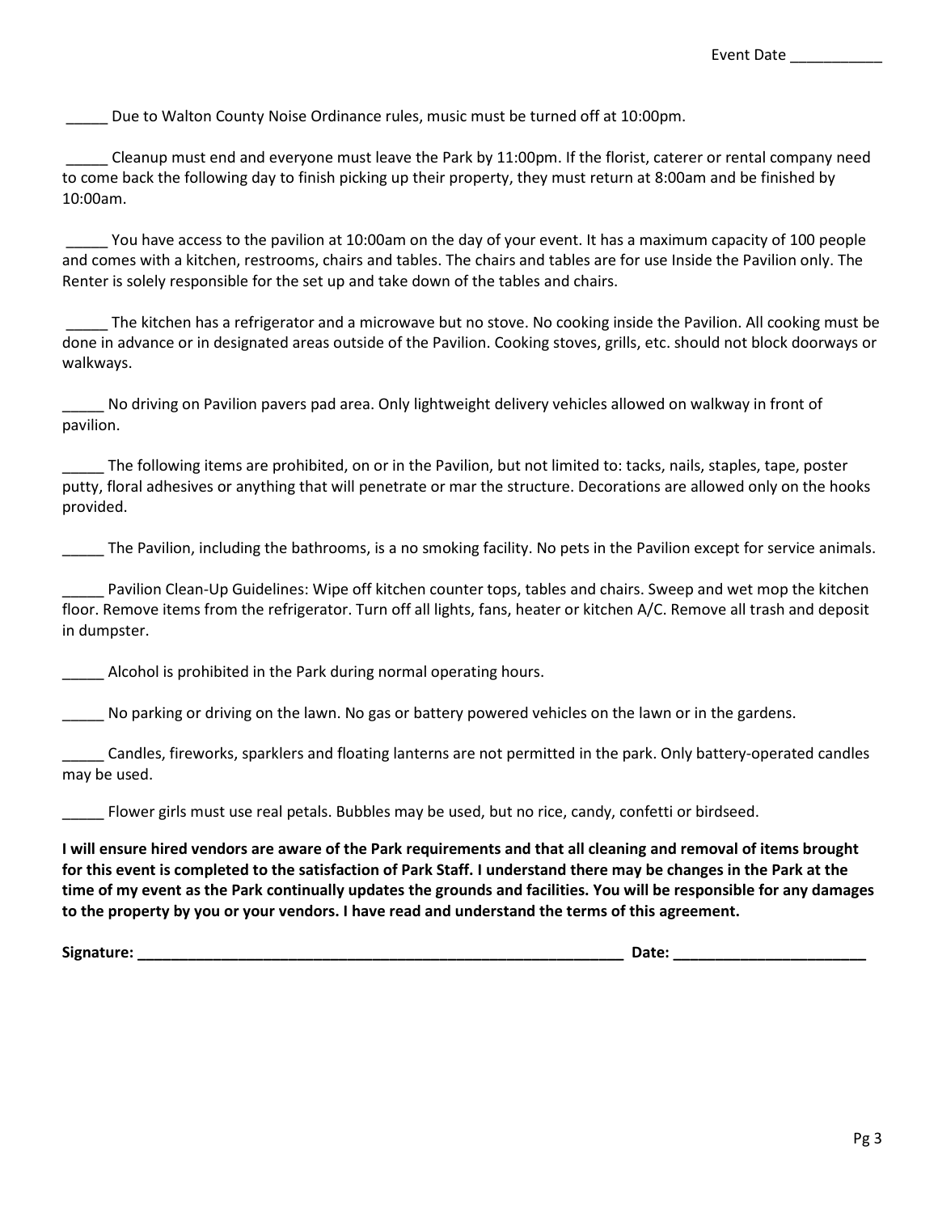Event Date ___________

_____ Due to Walton County Noise Ordinance rules, music must be turned off at 10:00pm.

_____ Cleanup must end and everyone must leave the Park by 11:00pm. If the florist, caterer or rental company need to come back the following day to finish picking up their property, they must return at 8:00am and be finished by 10:00am.

_____ You have access to the pavilion at 10:00am on the day of your event. It has a maximum capacity of 100 people and comes with a kitchen, restrooms, chairs and tables. The chairs and tables are for use Inside the Pavilion only. The Renter is solely responsible for the set up and take down of the tables and chairs.

_____ The kitchen has a refrigerator and a microwave but no stove. No cooking inside the Pavilion. All cooking must be done in advance or in designated areas outside of the Pavilion. Cooking stoves, grills, etc. should not block doorways or walkways.

_____ No driving on Pavilion pavers pad area. Only lightweight delivery vehicles allowed on walkway in front of pavilion.

_____ The following items are prohibited, on or in the Pavilion, but not limited to: tacks, nails, staples, tape, poster putty, floral adhesives or anything that will penetrate or mar the structure. Decorations are allowed only on the hooks provided.

_____ The Pavilion, including the bathrooms, is a no smoking facility. No pets in the Pavilion except for service animals.

_____ Pavilion Clean-Up Guidelines: Wipe off kitchen counter tops, tables and chairs. Sweep and wet mop the kitchen floor. Remove items from the refrigerator. Turn off all lights, fans, heater or kitchen A/C. Remove all trash and deposit in dumpster.

_____ Alcohol is prohibited in the Park during normal operating hours.

_____ No parking or driving on the lawn. No gas or battery powered vehicles on the lawn or in the gardens.

_____ Candles, fireworks, sparklers and floating lanterns are not permitted in the park. Only battery-operated candles may be used.

_____ Flower girls must use real petals. Bubbles may be used, but no rice, candy, confetti or birdseed.

**I will ensure hired vendors are aware of the Park requirements and that all cleaning and removal of items brought for this event is completed to the satisfaction of Park Staff. I understand there may be changes in the Park at the time of my event as the Park continually updates the grounds and facilities. You will be responsible for any damages to the property by you or your vendors. I have read and understand the terms of this agreement.**

**Signature: ____________________________________________________________ Date: _______________________**